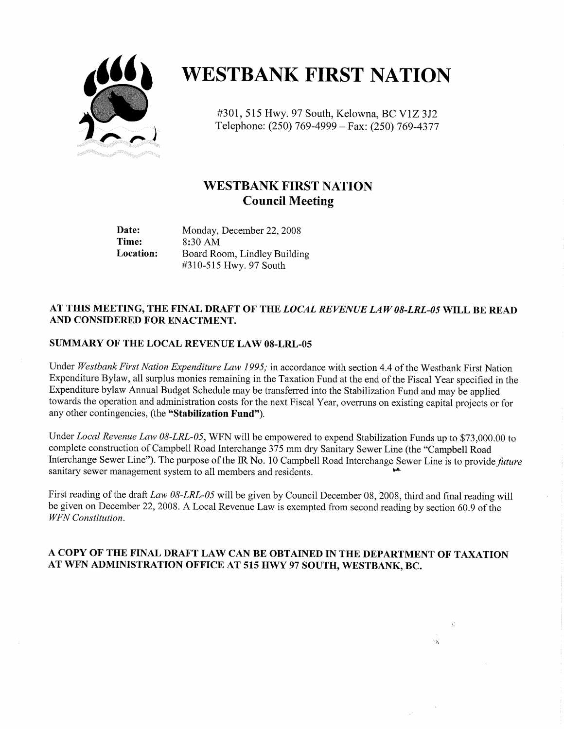# WESTBANK FIRST NATION

#301, 515 Hwy. 97 South, Kelowna, BC V1Z 3J2
Telephone: (250) 769-4999 – Fax: (250) 769-4377

## WESTBANK FIRST NATION
## Council Meeting

**Date:** Monday, December 22, 2008
**Time:** 8:30 AM
**Location:** Board Room, Lindley Building
#310-515 Hwy. 97 South

**AT THIS MEETING, THE FINAL DRAFT OF THE *LOCAL REVENUE LAW 08-LRL-05* WILL BE READ AND CONSIDERED FOR ENACTMENT.**

**SUMMARY OF THE LOCAL REVENUE LAW 08-LRL-05**

Under *Westbank First Nation Expenditure Law 1995;* in accordance with section 4.4 of the Westbank First Nation Expenditure Bylaw, all surplus monies remaining in the Taxation Fund at the end of the Fiscal Year specified in the Expenditure bylaw Annual Budget Schedule may be transferred into the Stabilization Fund and may be applied towards the operation and administration costs for the next Fiscal Year, overruns on existing capital projects or for any other contingencies, (the **"Stabilization Fund"**).

Under *Local Revenue Law 08-LRL-05*, WFN will be empowered to expend Stabilization Funds up to $73,000.00 to complete construction of Campbell Road Interchange 375 mm dry Sanitary Sewer Line (the "Campbell Road Interchange Sewer Line"). The purpose of the IR No. 10 Campbell Road Interchange Sewer Line is to provide *future* sanitary sewer management system to all members and residents.

First reading of the draft *Law 08-LRL-05* will be given by Council December 08, 2008, third and final reading will be given on December 22, 2008. A Local Revenue Law is exempted from second reading by section 60.9 of the *WFN Constitution*.

**A COPY OF THE FINAL DRAFT LAW CAN BE OBTAINED IN THE DEPARTMENT OF TAXATION AT WFN ADMINISTRATION OFFICE AT 515 HWY 97 SOUTH, WESTBANK, BC.**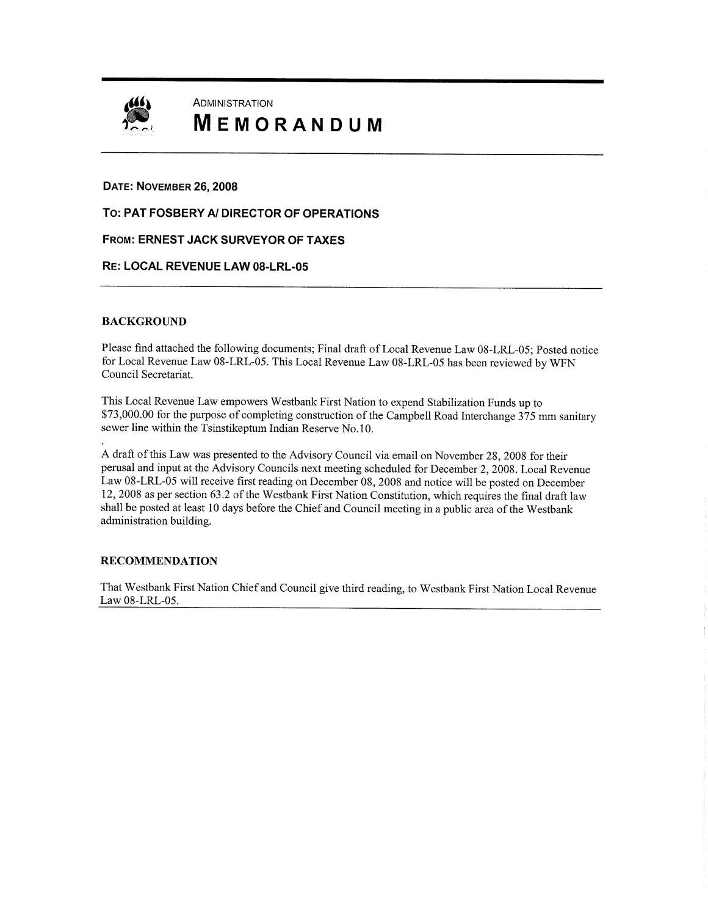ADMINISTRATION

# MEMORANDUM

**DATE: NOVEMBER 26, 2008**

**TO: PAT FOSBERY A/ DIRECTOR OF OPERATIONS**

**FROM: ERNEST JACK SURVEYOR OF TAXES**

**RE: LOCAL REVENUE LAW 08-LRL-05**

## BACKGROUND

Please find attached the following documents; Final draft of Local Revenue Law 08-LRL-05; Posted notice for Local Revenue Law 08-LRL-05. This Local Revenue Law 08-LRL-05 has been reviewed by WFN Council Secretariat.

This Local Revenue Law empowers Westbank First Nation to expend Stabilization Funds up to $73,000.00 for the purpose of completing construction of the Campbell Road Interchange 375 mm sanitary sewer line within the Tsinstikeptum Indian Reserve No.10.

A draft of this Law was presented to the Advisory Council via email on November 28, 2008 for their perusal and input at the Advisory Councils next meeting scheduled for December 2, 2008. Local Revenue Law 08-LRL-05 will receive first reading on December 08, 2008 and notice will be posted on December 12, 2008 as per section 63.2 of the Westbank First Nation Constitution, which requires the final draft law shall be posted at least 10 days before the Chief and Council meeting in a public area of the Westbank administration building.

## RECOMMENDATION

That Westbank First Nation Chief and Council give third reading, to Westbank First Nation Local Revenue Law 08-LRL-05.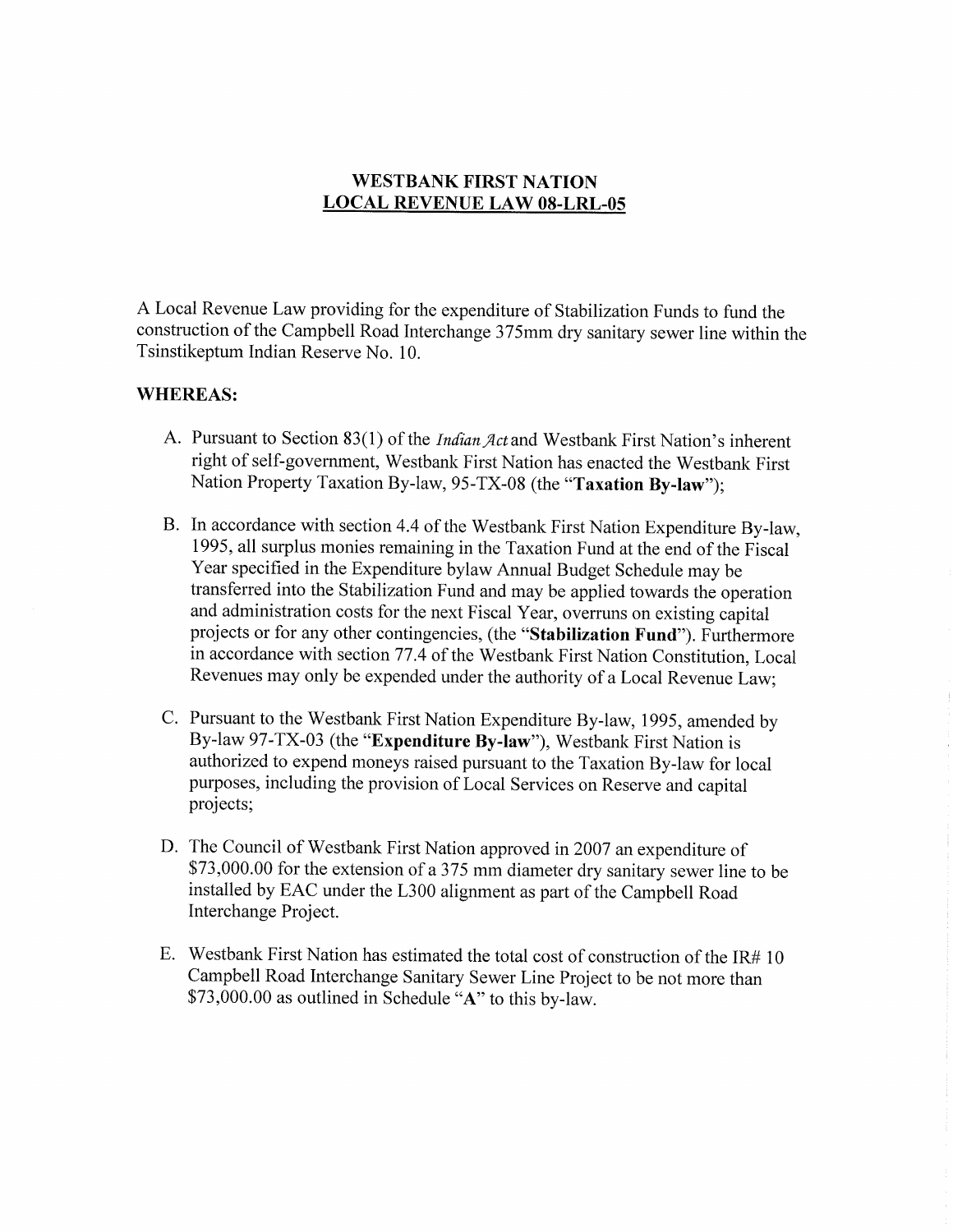# WESTBANK FIRST NATION
## LOCAL REVENUE LAW 08-LRL-05

A Local Revenue Law providing for the expenditure of Stabilization Funds to fund the construction of the Campbell Road Interchange 375mm dry sanitary sewer line within the Tsinstikeptum Indian Reserve No. 10.

**WHEREAS:**

A. Pursuant to Section 83(1) of the *Indian Act* and Westbank First Nation's inherent right of self-government, Westbank First Nation has enacted the Westbank First Nation Property Taxation By-law, 95-TX-08 (the "**Taxation By-law**");

B. In accordance with section 4.4 of the Westbank First Nation Expenditure By-law, 1995, all surplus monies remaining in the Taxation Fund at the end of the Fiscal Year specified in the Expenditure bylaw Annual Budget Schedule may be transferred into the Stabilization Fund and may be applied towards the operation and administration costs for the next Fiscal Year, overruns on existing capital projects or for any other contingencies, (the "**Stabilization Fund**"). Furthermore in accordance with section 77.4 of the Westbank First Nation Constitution, Local Revenues may only be expended under the authority of a Local Revenue Law;

C. Pursuant to the Westbank First Nation Expenditure By-law, 1995, amended by By-law 97-TX-03 (the "**Expenditure By-law**"), Westbank First Nation is authorized to expend moneys raised pursuant to the Taxation By-law for local purposes, including the provision of Local Services on Reserve and capital projects;

D. The Council of Westbank First Nation approved in 2007 an expenditure of $73,000.00 for the extension of a 375 mm diameter dry sanitary sewer line to be installed by EAC under the L300 alignment as part of the Campbell Road Interchange Project.

E. Westbank First Nation has estimated the total cost of construction of the IR# 10 Campbell Road Interchange Sanitary Sewer Line Project to be not more than $73,000.00 as outlined in Schedule "**A**" to this by-law.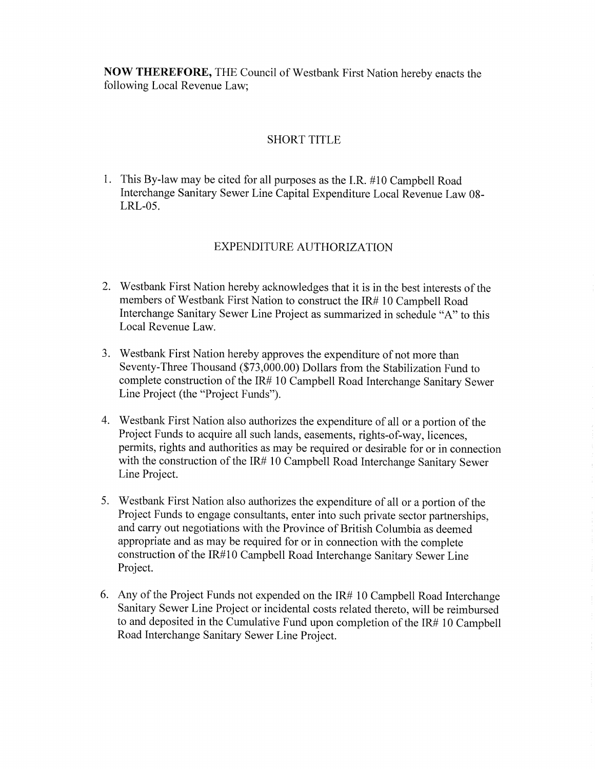**NOW THEREFORE,** THE Council of Westbank First Nation hereby enacts the following Local Revenue Law;

## SHORT TITLE

1. This By-law may be cited for all purposes as the I.R. #10 Campbell Road Interchange Sanitary Sewer Line Capital Expenditure Local Revenue Law 08-LRL-05.

## EXPENDITURE AUTHORIZATION

2. Westbank First Nation hereby acknowledges that it is in the best interests of the members of Westbank First Nation to construct the IR# 10 Campbell Road Interchange Sanitary Sewer Line Project as summarized in schedule "A" to this Local Revenue Law.

3. Westbank First Nation hereby approves the expenditure of not more than Seventy-Three Thousand ($73,000.00) Dollars from the Stabilization Fund to complete construction of the IR# 10 Campbell Road Interchange Sanitary Sewer Line Project (the "Project Funds").

4. Westbank First Nation also authorizes the expenditure of all or a portion of the Project Funds to acquire all such lands, easements, rights-of-way, licences, permits, rights and authorities as may be required or desirable for or in connection with the construction of the IR# 10 Campbell Road Interchange Sanitary Sewer Line Project.

5. Westbank First Nation also authorizes the expenditure of all or a portion of the Project Funds to engage consultants, enter into such private sector partnerships, and carry out negotiations with the Province of British Columbia as deemed appropriate and as may be required for or in connection with the complete construction of the IR#10 Campbell Road Interchange Sanitary Sewer Line Project.

6. Any of the Project Funds not expended on the IR# 10 Campbell Road Interchange Sanitary Sewer Line Project or incidental costs related thereto, will be reimbursed to and deposited in the Cumulative Fund upon completion of the IR# 10 Campbell Road Interchange Sanitary Sewer Line Project.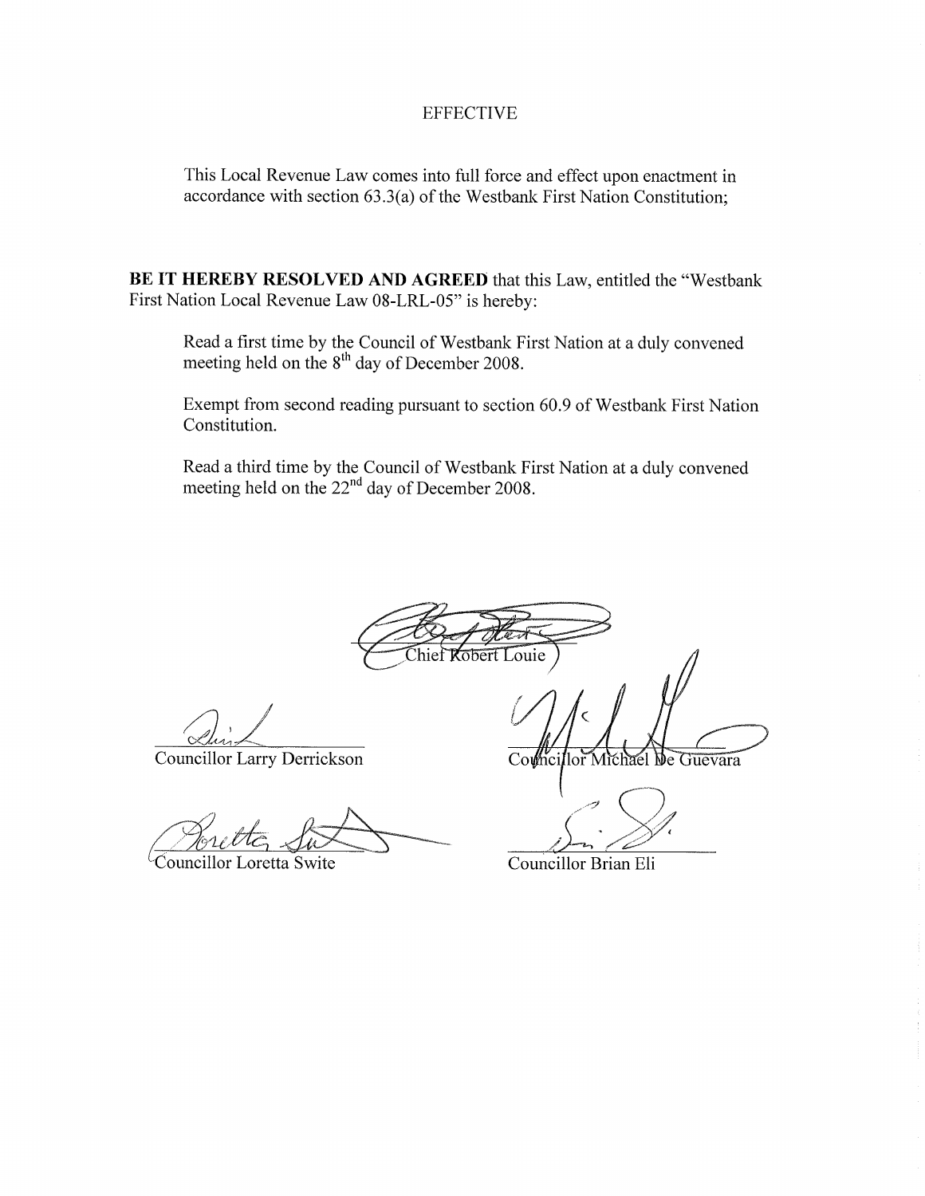## EFFECTIVE

This Local Revenue Law comes into full force and effect upon enactment in accordance with section 63.3(a) of the Westbank First Nation Constitution;

**BE IT HEREBY RESOLVED AND AGREED** that this Law, entitled the "Westbank First Nation Local Revenue Law 08-LRL-05" is hereby:

Read a first time by the Council of Westbank First Nation at a duly convened meeting held on the 8th day of December 2008.

Exempt from second reading pursuant to section 60.9 of Westbank First Nation Constitution.

Read a third time by the Council of Westbank First Nation at a duly convened meeting held on the 22nd day of December 2008.

Chief Robert Louie

Councillor Larry Derrickson

Councillor Michael De Guevara

Councillor Loretta Swite

Councillor Brian Eli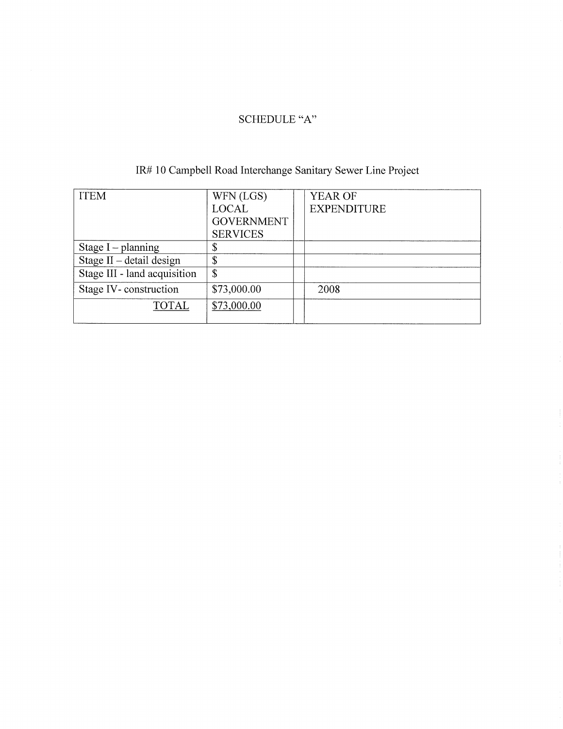# SCHEDULE "A"

## IR# 10 Campbell Road Interchange Sanitary Sewer Line Project

| ITEM | WFN (LGS) LOCAL GOVERNMENT SERVICES | | YEAR OF EXPENDITURE |
|---|---|---|---|
| Stage I – planning | $ | | |
| Stage II – detail design | $ | | |
| Stage III - land acquisition | $ | | |
| Stage IV- construction | $73,000.00 | | 2008 |
| TOTAL | $73,000.00 | | |